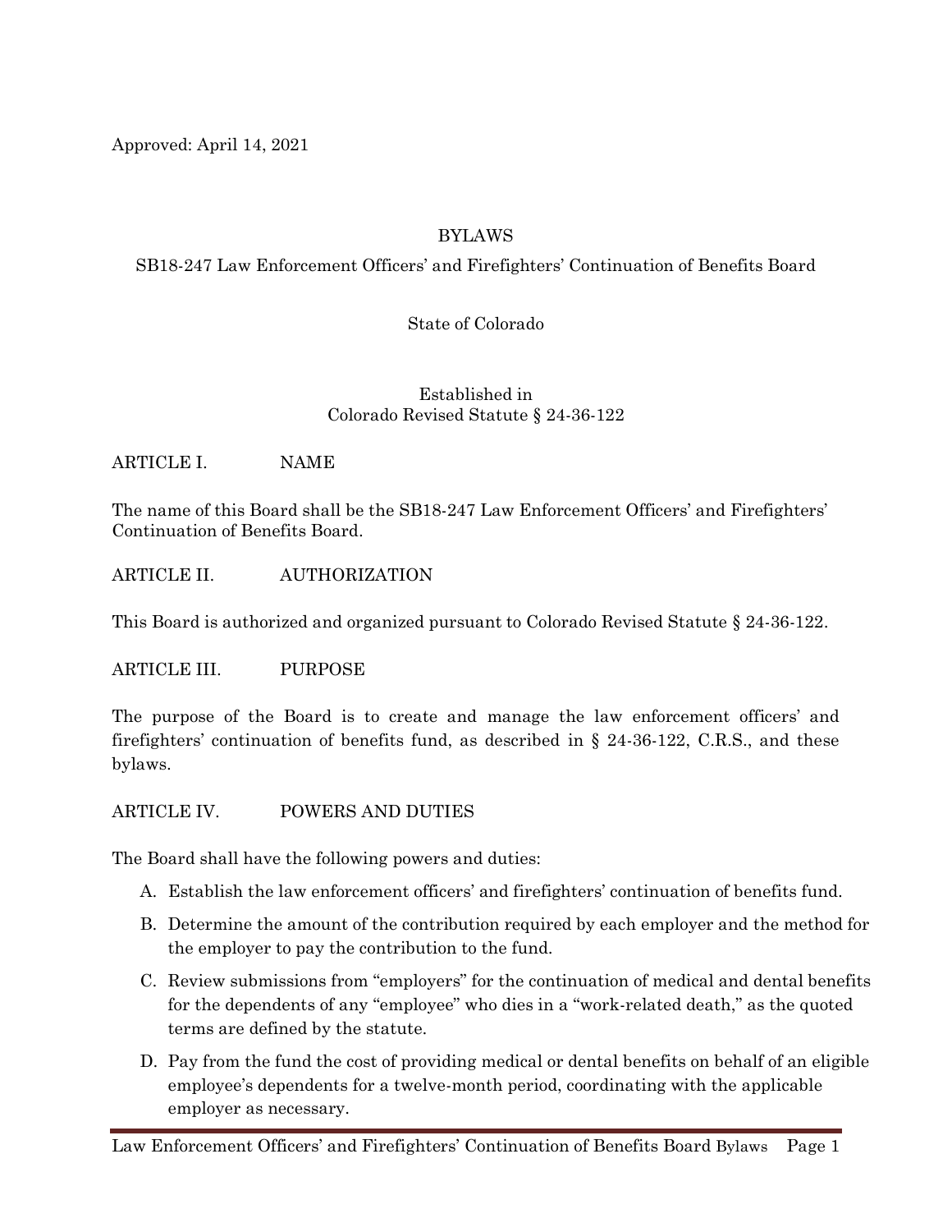Approved: April 14, 2021

# BYLAWS

SB18-247 Law Enforcement Officers' and Firefighters' Continuation of Benefits Board

State of Colorado

Established in
Colorado Revised Statute § 24-36-122

## ARTICLE I. NAME

The name of this Board shall be the SB18-247 Law Enforcement Officers' and Firefighters' Continuation of Benefits Board.

## ARTICLE II. AUTHORIZATION

This Board is authorized and organized pursuant to Colorado Revised Statute § 24-36-122.

## ARTICLE III. PURPOSE

The purpose of the Board is to create and manage the law enforcement officers' and firefighters' continuation of benefits fund, as described in § 24-36-122, C.R.S., and these bylaws.

## ARTICLE IV. POWERS AND DUTIES

The Board shall have the following powers and duties:

A. Establish the law enforcement officers' and firefighters' continuation of benefits fund.

B. Determine the amount of the contribution required by each employer and the method for the employer to pay the contribution to the fund.

C. Review submissions from "employers" for the continuation of medical and dental benefits for the dependents of any "employee" who dies in a "work-related death," as the quoted terms are defined by the statute.

D. Pay from the fund the cost of providing medical or dental benefits on behalf of an eligible employee's dependents for a twelve-month period, coordinating with the applicable employer as necessary.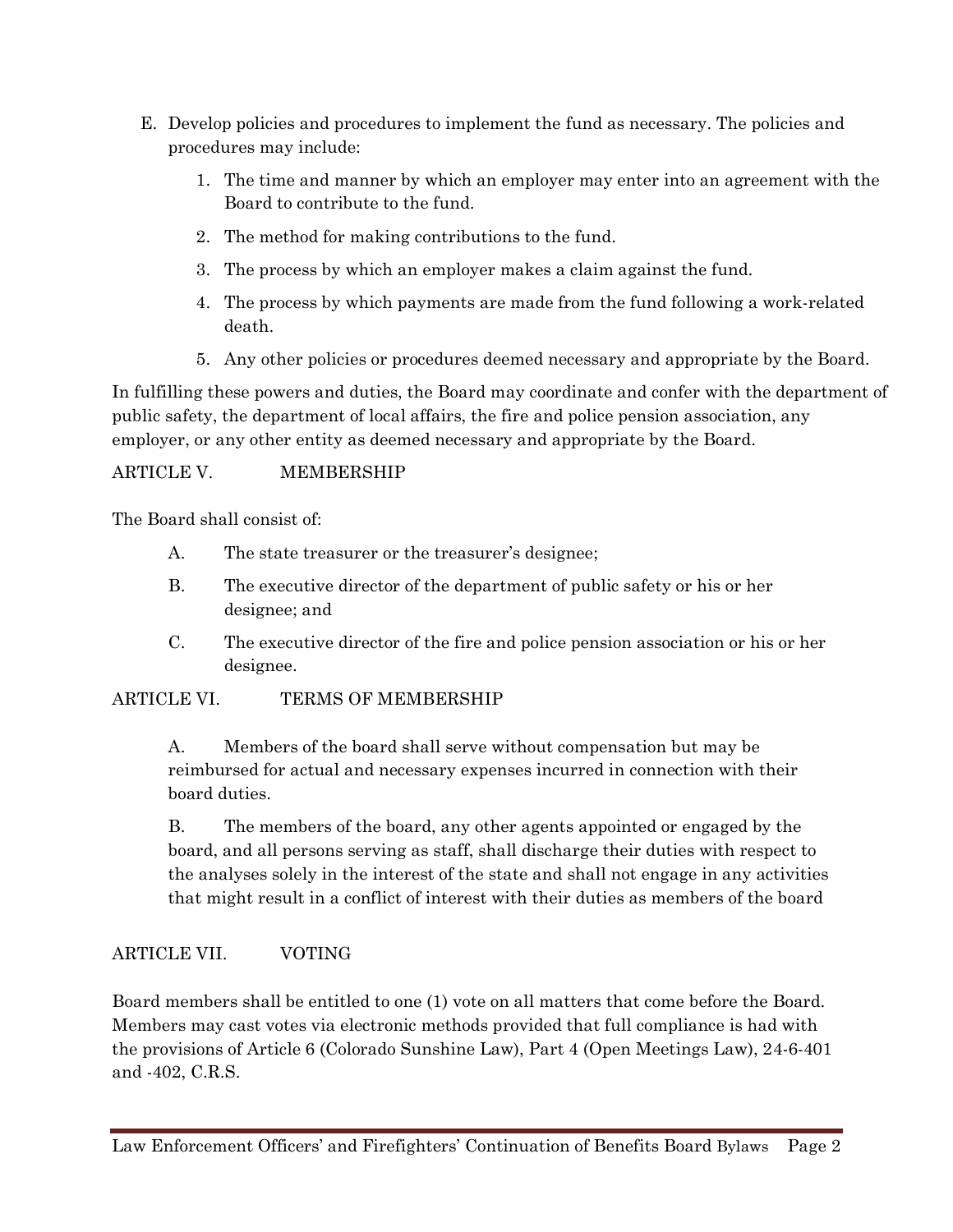E. Develop policies and procedures to implement the fund as necessary. The policies and procedures may include:

   1. The time and manner by which an employer may enter into an agreement with the Board to contribute to the fund.
   2. The method for making contributions to the fund.
   3. The process by which an employer makes a claim against the fund.
   4. The process by which payments are made from the fund following a work-related death.
   5. Any other policies or procedures deemed necessary and appropriate by the Board.

In fulfilling these powers and duties, the Board may coordinate and confer with the department of public safety, the department of local affairs, the fire and police pension association, any employer, or any other entity as deemed necessary and appropriate by the Board.

## ARTICLE V. MEMBERSHIP

The Board shall consist of:

A. The state treasurer or the treasurer's designee;

B. The executive director of the department of public safety or his or her designee; and

C. The executive director of the fire and police pension association or his or her designee.

## ARTICLE VI. TERMS OF MEMBERSHIP

A. Members of the board shall serve without compensation but may be reimbursed for actual and necessary expenses incurred in connection with their board duties.

B. The members of the board, any other agents appointed or engaged by the board, and all persons serving as staff, shall discharge their duties with respect to the analyses solely in the interest of the state and shall not engage in any activities that might result in a conflict of interest with their duties as members of the board

## ARTICLE VII. VOTING

Board members shall be entitled to one (1) vote on all matters that come before the Board. Members may cast votes via electronic methods provided that full compliance is had with the provisions of Article 6 (Colorado Sunshine Law), Part 4 (Open Meetings Law), 24-6-401 and -402, C.R.S.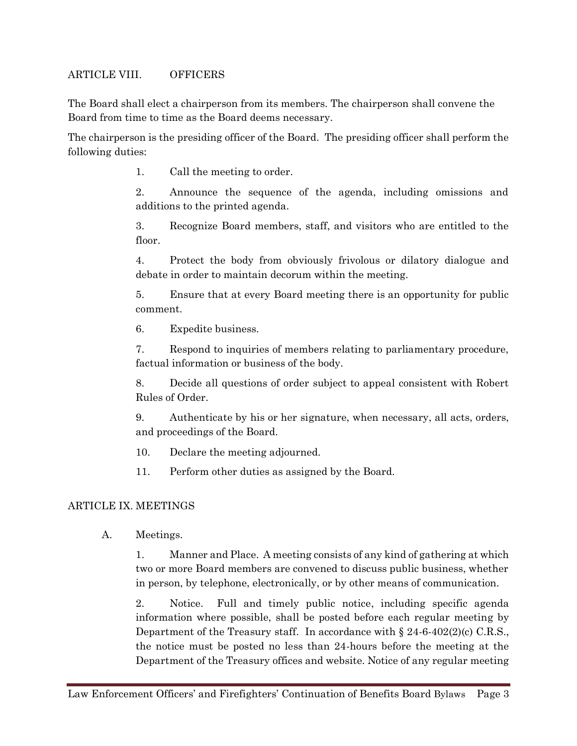## ARTICLE VIII. OFFICERS

The Board shall elect a chairperson from its members. The chairperson shall convene the Board from time to time as the Board deems necessary.

The chairperson is the presiding officer of the Board. The presiding officer shall perform the following duties:

1. Call the meeting to order.
2. Announce the sequence of the agenda, including omissions and additions to the printed agenda.
3. Recognize Board members, staff, and visitors who are entitled to the floor.
4. Protect the body from obviously frivolous or dilatory dialogue and debate in order to maintain decorum within the meeting.
5. Ensure that at every Board meeting there is an opportunity for public comment.
6. Expedite business.
7. Respond to inquiries of members relating to parliamentary procedure, factual information or business of the body.
8. Decide all questions of order subject to appeal consistent with Robert Rules of Order.
9. Authenticate by his or her signature, when necessary, all acts, orders, and proceedings of the Board.
10. Declare the meeting adjourned.
11. Perform other duties as assigned by the Board.

## ARTICLE IX. MEETINGS

A. Meetings.

1. Manner and Place. A meeting consists of any kind of gathering at which two or more Board members are convened to discuss public business, whether in person, by telephone, electronically, or by other means of communication.

2. Notice. Full and timely public notice, including specific agenda information where possible, shall be posted before each regular meeting by Department of the Treasury staff. In accordance with § 24-6-402(2)(c) C.R.S., the notice must be posted no less than 24-hours before the meeting at the Department of the Treasury offices and website. Notice of any regular meeting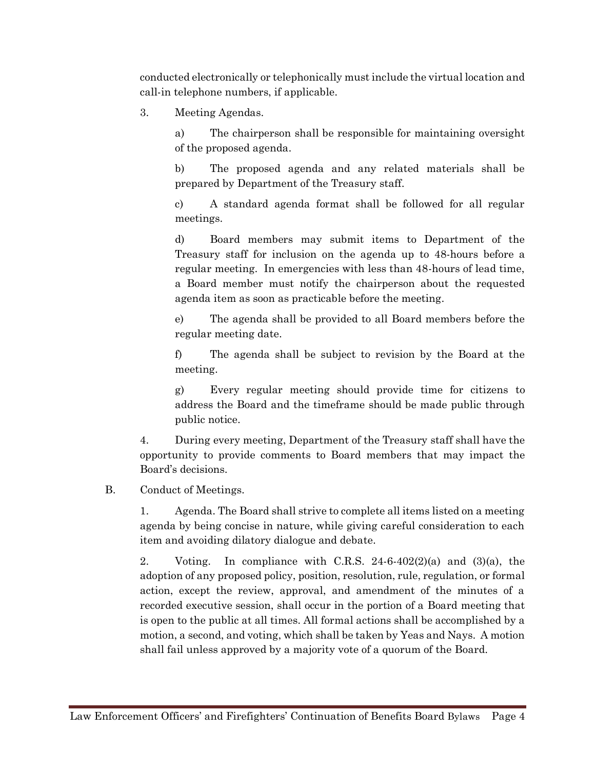conducted electronically or telephonically must include the virtual location and call-in telephone numbers, if applicable.

3. Meeting Agendas.

a) The chairperson shall be responsible for maintaining oversight of the proposed agenda.

b) The proposed agenda and any related materials shall be prepared by Department of the Treasury staff.

c) A standard agenda format shall be followed for all regular meetings.

d) Board members may submit items to Department of the Treasury staff for inclusion on the agenda up to 48-hours before a regular meeting. In emergencies with less than 48-hours of lead time, a Board member must notify the chairperson about the requested agenda item as soon as practicable before the meeting.

e) The agenda shall be provided to all Board members before the regular meeting date.

f) The agenda shall be subject to revision by the Board at the meeting.

g) Every regular meeting should provide time for citizens to address the Board and the timeframe should be made public through public notice.

4. During every meeting, Department of the Treasury staff shall have the opportunity to provide comments to Board members that may impact the Board's decisions.

B. Conduct of Meetings.

1. Agenda. The Board shall strive to complete all items listed on a meeting agenda by being concise in nature, while giving careful consideration to each item and avoiding dilatory dialogue and debate.

2. Voting. In compliance with C.R.S. 24-6-402(2)(a) and (3)(a), the adoption of any proposed policy, position, resolution, rule, regulation, or formal action, except the review, approval, and amendment of the minutes of a recorded executive session, shall occur in the portion of a Board meeting that is open to the public at all times. All formal actions shall be accomplished by a motion, a second, and voting, which shall be taken by Yeas and Nays. A motion shall fail unless approved by a majority vote of a quorum of the Board.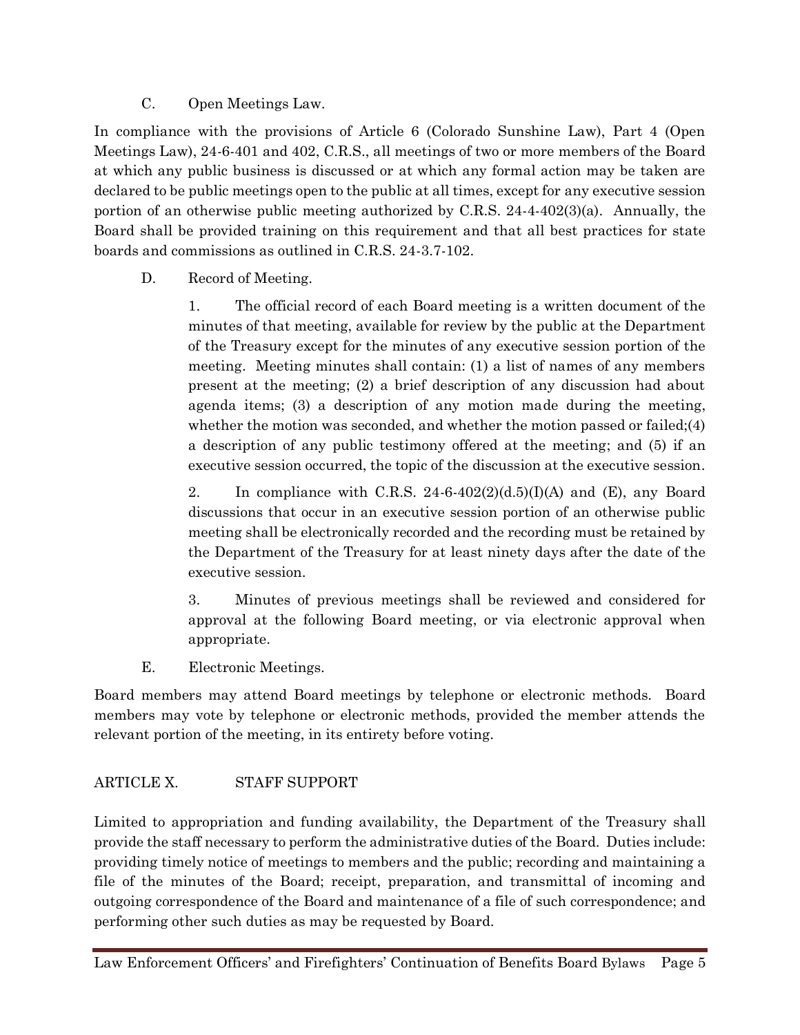C. Open Meetings Law.

In compliance with the provisions of Article 6 (Colorado Sunshine Law), Part 4 (Open Meetings Law), 24-6-401 and 402, C.R.S., all meetings of two or more members of the Board at which any public business is discussed or at which any formal action may be taken are declared to be public meetings open to the public at all times, except for any executive session portion of an otherwise public meeting authorized by C.R.S. 24-4-402(3)(a). Annually, the Board shall be provided training on this requirement and that all best practices for state boards and commissions as outlined in C.R.S. 24-3.7-102.

D. Record of Meeting.

1. The official record of each Board meeting is a written document of the minutes of that meeting, available for review by the public at the Department of the Treasury except for the minutes of any executive session portion of the meeting. Meeting minutes shall contain: (1) a list of names of any members present at the meeting; (2) a brief description of any discussion had about agenda items; (3) a description of any motion made during the meeting, whether the motion was seconded, and whether the motion passed or failed;(4) a description of any public testimony offered at the meeting; and (5) if an executive session occurred, the topic of the discussion at the executive session.

2. In compliance with C.R.S. 24-6-402(2)(d.5)(I)(A) and (E), any Board discussions that occur in an executive session portion of an otherwise public meeting shall be electronically recorded and the recording must be retained by the Department of the Treasury for at least ninety days after the date of the executive session.

3. Minutes of previous meetings shall be reviewed and considered for approval at the following Board meeting, or via electronic approval when appropriate.

E. Electronic Meetings.

Board members may attend Board meetings by telephone or electronic methods. Board members may vote by telephone or electronic methods, provided the member attends the relevant portion of the meeting, in its entirety before voting.

## ARTICLE X. STAFF SUPPORT

Limited to appropriation and funding availability, the Department of the Treasury shall provide the staff necessary to perform the administrative duties of the Board. Duties include: providing timely notice of meetings to members and the public; recording and maintaining a file of the minutes of the Board; receipt, preparation, and transmittal of incoming and outgoing correspondence of the Board and maintenance of a file of such correspondence; and performing other such duties as may be requested by Board.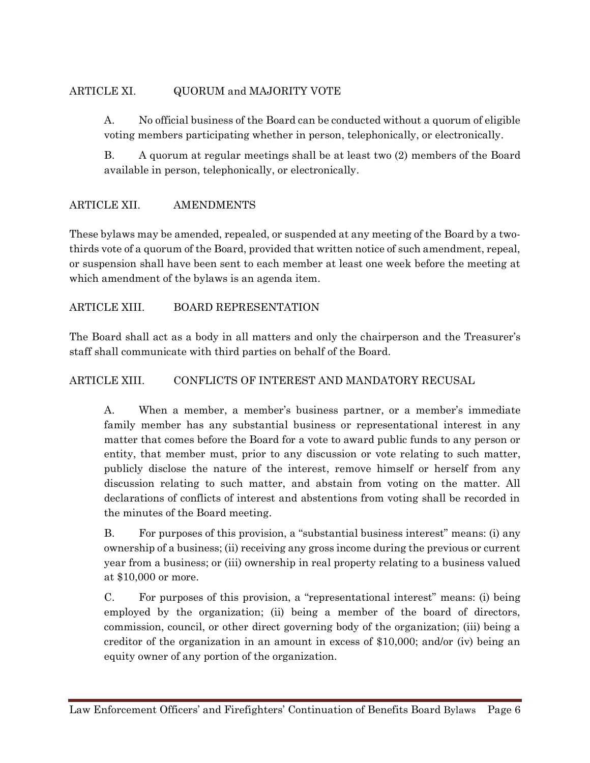## ARTICLE XI. QUORUM and MAJORITY VOTE

A. No official business of the Board can be conducted without a quorum of eligible voting members participating whether in person, telephonically, or electronically.

B. A quorum at regular meetings shall be at least two (2) members of the Board available in person, telephonically, or electronically.

## ARTICLE XII. AMENDMENTS

These bylaws may be amended, repealed, or suspended at any meeting of the Board by a two-thirds vote of a quorum of the Board, provided that written notice of such amendment, repeal, or suspension shall have been sent to each member at least one week before the meeting at which amendment of the bylaws is an agenda item.

## ARTICLE XIII. BOARD REPRESENTATION

The Board shall act as a body in all matters and only the chairperson and the Treasurer's staff shall communicate with third parties on behalf of the Board.

## ARTICLE XIII. CONFLICTS OF INTEREST AND MANDATORY RECUSAL

A. When a member, a member's business partner, or a member's immediate family member has any substantial business or representational interest in any matter that comes before the Board for a vote to award public funds to any person or entity, that member must, prior to any discussion or vote relating to such matter, publicly disclose the nature of the interest, remove himself or herself from any discussion relating to such matter, and abstain from voting on the matter. All declarations of conflicts of interest and abstentions from voting shall be recorded in the minutes of the Board meeting.

B. For purposes of this provision, a "substantial business interest" means: (i) any ownership of a business; (ii) receiving any gross income during the previous or current year from a business; or (iii) ownership in real property relating to a business valued at $10,000 or more.

C. For purposes of this provision, a "representational interest" means: (i) being employed by the organization; (ii) being a member of the board of directors, commission, council, or other direct governing body of the organization; (iii) being a creditor of the organization in an amount in excess of $10,000; and/or (iv) being an equity owner of any portion of the organization.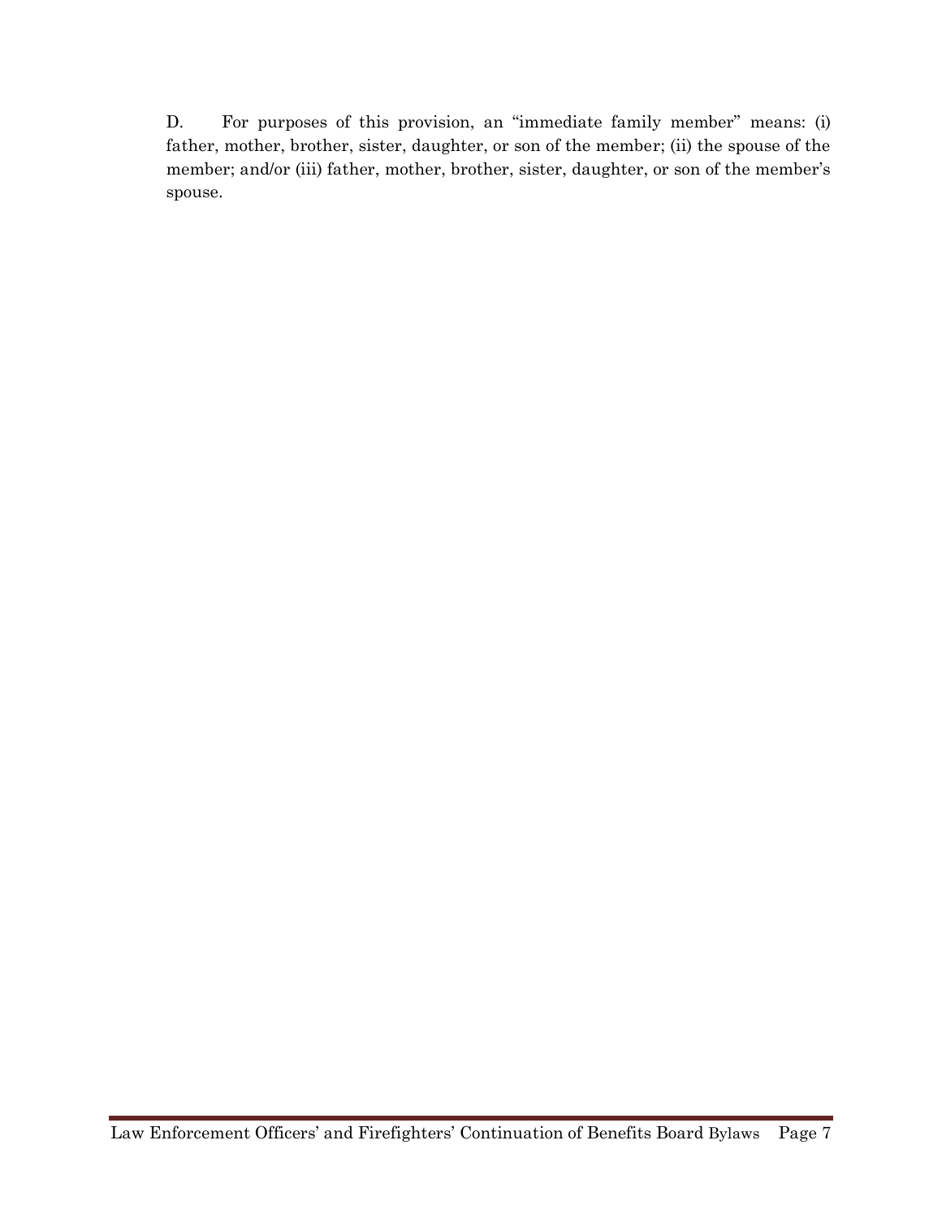D. For purposes of this provision, an "immediate family member" means: (i) father, mother, brother, sister, daughter, or son of the member; (ii) the spouse of the member; and/or (iii) father, mother, brother, sister, daughter, or son of the member's spouse.